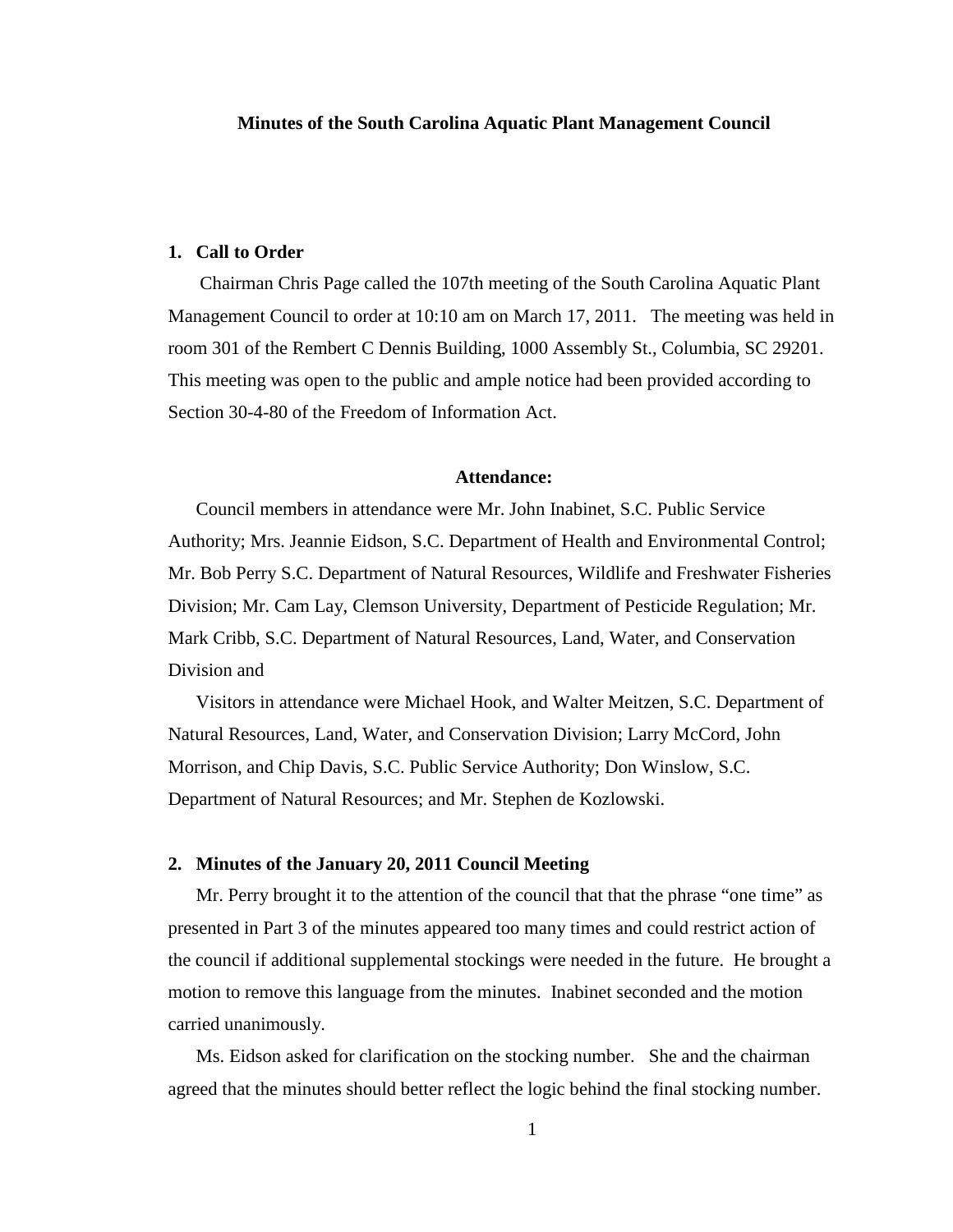# Minutes of the South Carolina Aquatic Plant Management Council

## 1. Call to Order

Chairman Chris Page called the 107th meeting of the South Carolina Aquatic Plant Management Council to order at 10:10 am on March 17, 2011. The meeting was held in room 301 of the Rembert C Dennis Building, 1000 Assembly St., Columbia, SC 29201. This meeting was open to the public and ample notice had been provided according to Section 30-4-80 of the Freedom of Information Act.

### Attendance:

Council members in attendance were Mr. John Inabinet, S.C. Public Service Authority; Mrs. Jeannie Eidson, S.C. Department of Health and Environmental Control; Mr. Bob Perry S.C. Department of Natural Resources, Wildlife and Freshwater Fisheries Division; Mr. Cam Lay, Clemson University, Department of Pesticide Regulation; Mr. Mark Cribb, S.C. Department of Natural Resources, Land, Water, and Conservation Division and

Visitors in attendance were Michael Hook, and Walter Meitzen, S.C. Department of Natural Resources, Land, Water, and Conservation Division; Larry McCord, John Morrison, and Chip Davis, S.C. Public Service Authority; Don Winslow, S.C. Department of Natural Resources; and Mr. Stephen de Kozlowski.

## 2. Minutes of the January 20, 2011 Council Meeting

Mr. Perry brought it to the attention of the council that that the phrase "one time" as presented in Part 3 of the minutes appeared too many times and could restrict action of the council if additional supplemental stockings were needed in the future. He brought a motion to remove this language from the minutes. Inabinet seconded and the motion carried unanimously.

Ms. Eidson asked for clarification on the stocking number. She and the chairman agreed that the minutes should better reflect the logic behind the final stocking number.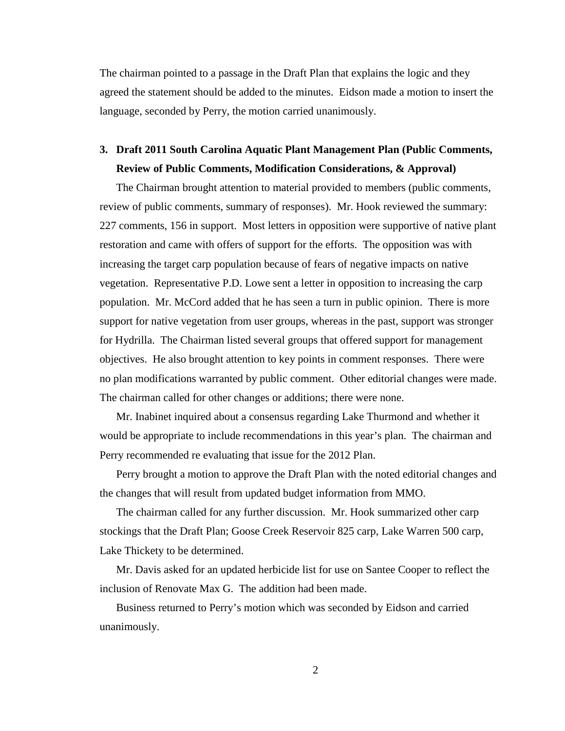The chairman pointed to a passage in the Draft Plan that explains the logic and they agreed the statement should be added to the minutes. Eidson made a motion to insert the language, seconded by Perry, the motion carried unanimously.

3. **Draft 2011 South Carolina Aquatic Plant Management Plan (Public Comments, Review of Public Comments, Modification Considerations, & Approval)**

The Chairman brought attention to material provided to members (public comments, review of public comments, summary of responses). Mr. Hook reviewed the summary: 227 comments, 156 in support. Most letters in opposition were supportive of native plant restoration and came with offers of support for the efforts. The opposition was with increasing the target carp population because of fears of negative impacts on native vegetation. Representative P.D. Lowe sent a letter in opposition to increasing the carp population. Mr. McCord added that he has seen a turn in public opinion. There is more support for native vegetation from user groups, whereas in the past, support was stronger for Hydrilla. The Chairman listed several groups that offered support for management objectives. He also brought attention to key points in comment responses. There were no plan modifications warranted by public comment. Other editorial changes were made. The chairman called for other changes or additions; there were none.

Mr. Inabinet inquired about a consensus regarding Lake Thurmond and whether it would be appropriate to include recommendations in this year's plan. The chairman and Perry recommended re evaluating that issue for the 2012 Plan.

Perry brought a motion to approve the Draft Plan with the noted editorial changes and the changes that will result from updated budget information from MMO.

The chairman called for any further discussion. Mr. Hook summarized other carp stockings that the Draft Plan; Goose Creek Reservoir 825 carp, Lake Warren 500 carp, Lake Thickety to be determined.

Mr. Davis asked for an updated herbicide list for use on Santee Cooper to reflect the inclusion of Renovate Max G. The addition had been made.

Business returned to Perry's motion which was seconded by Eidson and carried unanimously.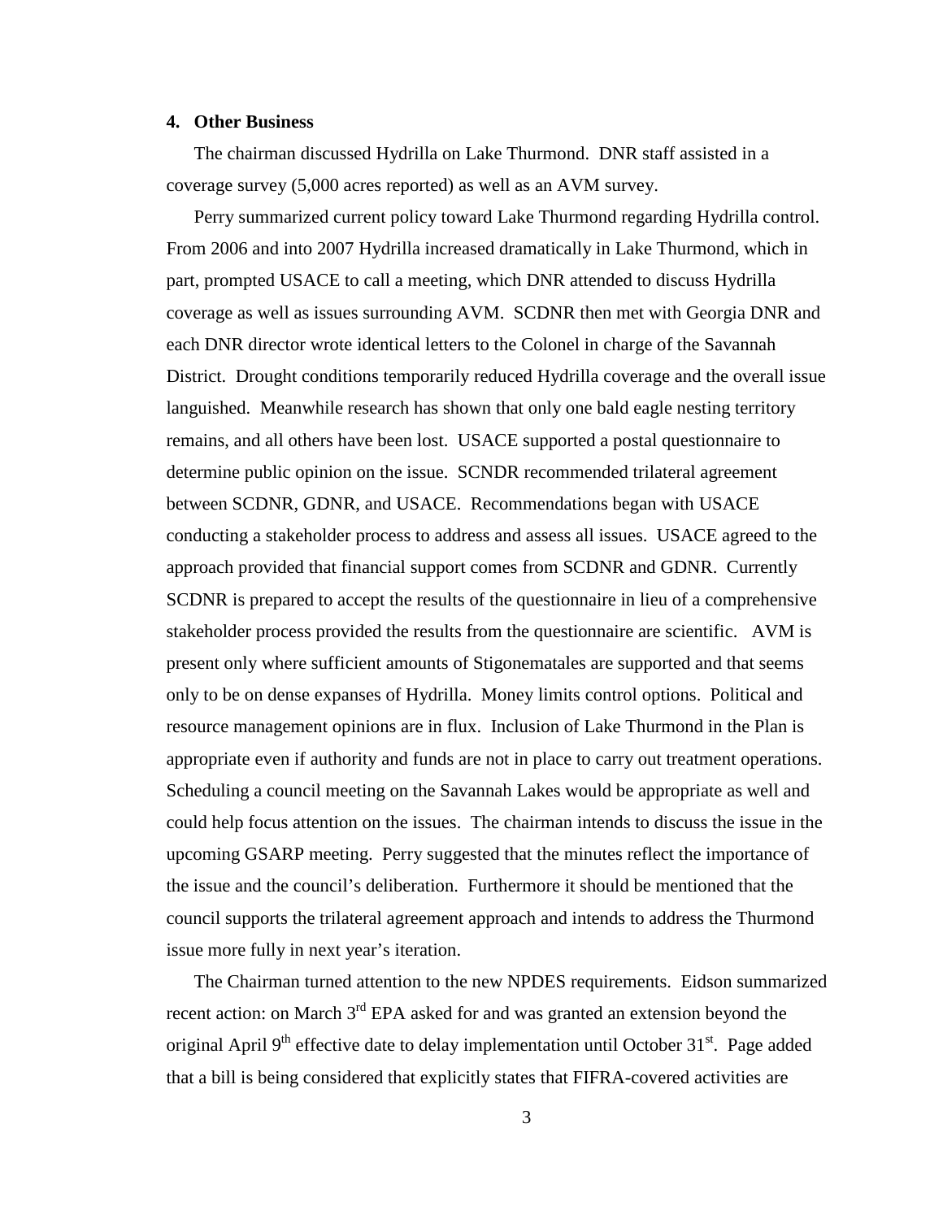## 4. Other Business

The chairman discussed Hydrilla on Lake Thurmond. DNR staff assisted in a coverage survey (5,000 acres reported) as well as an AVM survey.

Perry summarized current policy toward Lake Thurmond regarding Hydrilla control. From 2006 and into 2007 Hydrilla increased dramatically in Lake Thurmond, which in part, prompted USACE to call a meeting, which DNR attended to discuss Hydrilla coverage as well as issues surrounding AVM. SCDNR then met with Georgia DNR and each DNR director wrote identical letters to the Colonel in charge of the Savannah District. Drought conditions temporarily reduced Hydrilla coverage and the overall issue languished. Meanwhile research has shown that only one bald eagle nesting territory remains, and all others have been lost. USACE supported a postal questionnaire to determine public opinion on the issue. SCNDR recommended trilateral agreement between SCDNR, GDNR, and USACE. Recommendations began with USACE conducting a stakeholder process to address and assess all issues. USACE agreed to the approach provided that financial support comes from SCDNR and GDNR. Currently SCDNR is prepared to accept the results of the questionnaire in lieu of a comprehensive stakeholder process provided the results from the questionnaire are scientific. AVM is present only where sufficient amounts of Stigonematales are supported and that seems only to be on dense expanses of Hydrilla. Money limits control options. Political and resource management opinions are in flux. Inclusion of Lake Thurmond in the Plan is appropriate even if authority and funds are not in place to carry out treatment operations. Scheduling a council meeting on the Savannah Lakes would be appropriate as well and could help focus attention on the issues. The chairman intends to discuss the issue in the upcoming GSARP meeting. Perry suggested that the minutes reflect the importance of the issue and the council's deliberation. Furthermore it should be mentioned that the council supports the trilateral agreement approach and intends to address the Thurmond issue more fully in next year's iteration.

The Chairman turned attention to the new NPDES requirements. Eidson summarized recent action: on March 3rd EPA asked for and was granted an extension beyond the original April 9th effective date to delay implementation until October 31st. Page added that a bill is being considered that explicitly states that FIFRA-covered activities are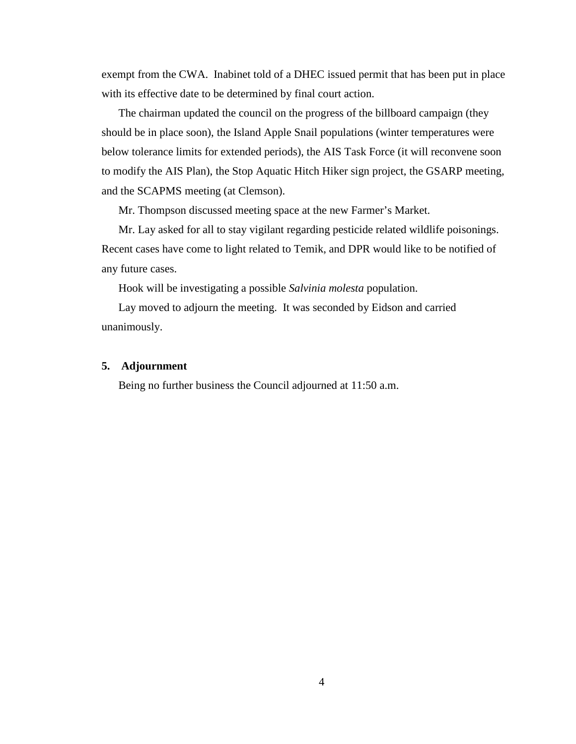exempt from the CWA. Inabinet told of a DHEC issued permit that has been put in place with its effective date to be determined by final court action.

The chairman updated the council on the progress of the billboard campaign (they should be in place soon), the Island Apple Snail populations (winter temperatures were below tolerance limits for extended periods), the AIS Task Force (it will reconvene soon to modify the AIS Plan), the Stop Aquatic Hitch Hiker sign project, the GSARP meeting, and the SCAPMS meeting (at Clemson).

Mr. Thompson discussed meeting space at the new Farmer's Market.

Mr. Lay asked for all to stay vigilant regarding pesticide related wildlife poisonings. Recent cases have come to light related to Temik, and DPR would like to be notified of any future cases.

Hook will be investigating a possible *Salvinia molesta* population.

Lay moved to adjourn the meeting. It was seconded by Eidson and carried unanimously.

**5. Adjournment**

Being no further business the Council adjourned at 11:50 a.m.